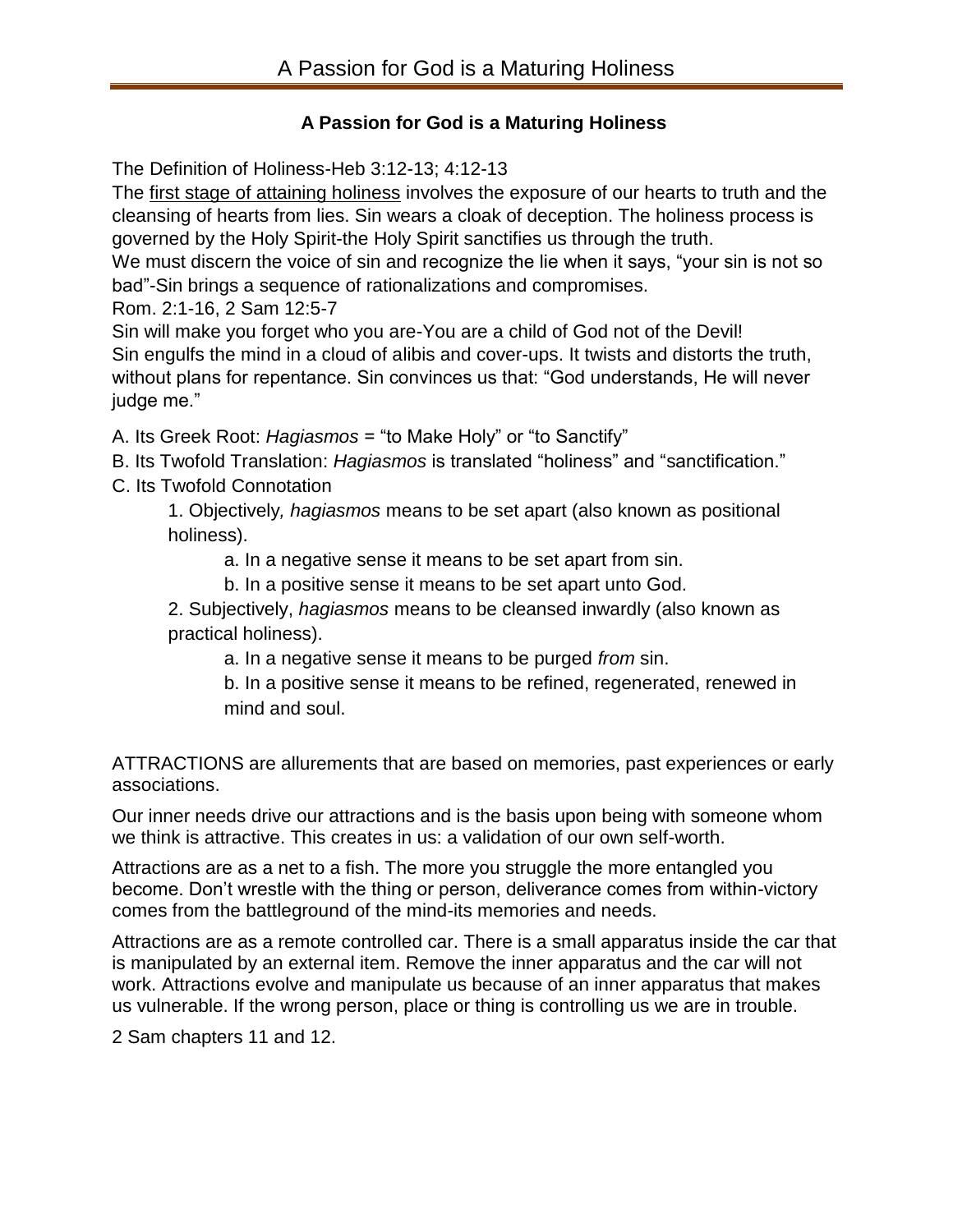# A Passion for God is a Maturing Holiness

The Definition of Holiness-Heb 3:12-13; 4:12-13

The <u>first stage of attaining holiness</u> involves the exposure of our hearts to truth and the cleansing of hearts from lies. Sin wears a cloak of deception. The holiness process is governed by the Holy Spirit-the Holy Spirit sanctifies us through the truth.

We must discern the voice of sin and recognize the lie when it says, "your sin is not so bad"-Sin brings a sequence of rationalizations and compromises.

Rom. 2:1-16, 2 Sam 12:5-7

Sin will make you forget who you are-You are a child of God not of the Devil!

Sin engulfs the mind in a cloud of alibis and cover-ups. It twists and distorts the truth, without plans for repentance. Sin convinces us that: "God understands, He will never judge me."

A. Its Greek Root: *Hagiasmos* = "to Make Holy" or "to Sanctify"

B. Its Twofold Translation: *Hagiasmos* is translated "holiness" and "sanctification."

C. Its Twofold Connotation

1. Objectively*, hagiasmos* means to be set apart (also known as positional holiness).

   a. In a negative sense it means to be set apart from sin.

   b. In a positive sense it means to be set apart unto God.

2. Subjectively, *hagiasmos* means to be cleansed inwardly (also known as practical holiness).

   a. In a negative sense it means to be purged *from* sin.

   b. In a positive sense it means to be refined, regenerated, renewed in mind and soul.

ATTRACTIONS are allurements that are based on memories, past experiences or early associations.

Our inner needs drive our attractions and is the basis upon being with someone whom we think is attractive. This creates in us: a validation of our own self-worth.

Attractions are as a net to a fish. The more you struggle the more entangled you become. Don't wrestle with the thing or person, deliverance comes from within-victory comes from the battleground of the mind-its memories and needs.

Attractions are as a remote controlled car. There is a small apparatus inside the car that is manipulated by an external item. Remove the inner apparatus and the car will not work. Attractions evolve and manipulate us because of an inner apparatus that makes us vulnerable. If the wrong person, place or thing is controlling us we are in trouble.

2 Sam chapters 11 and 12.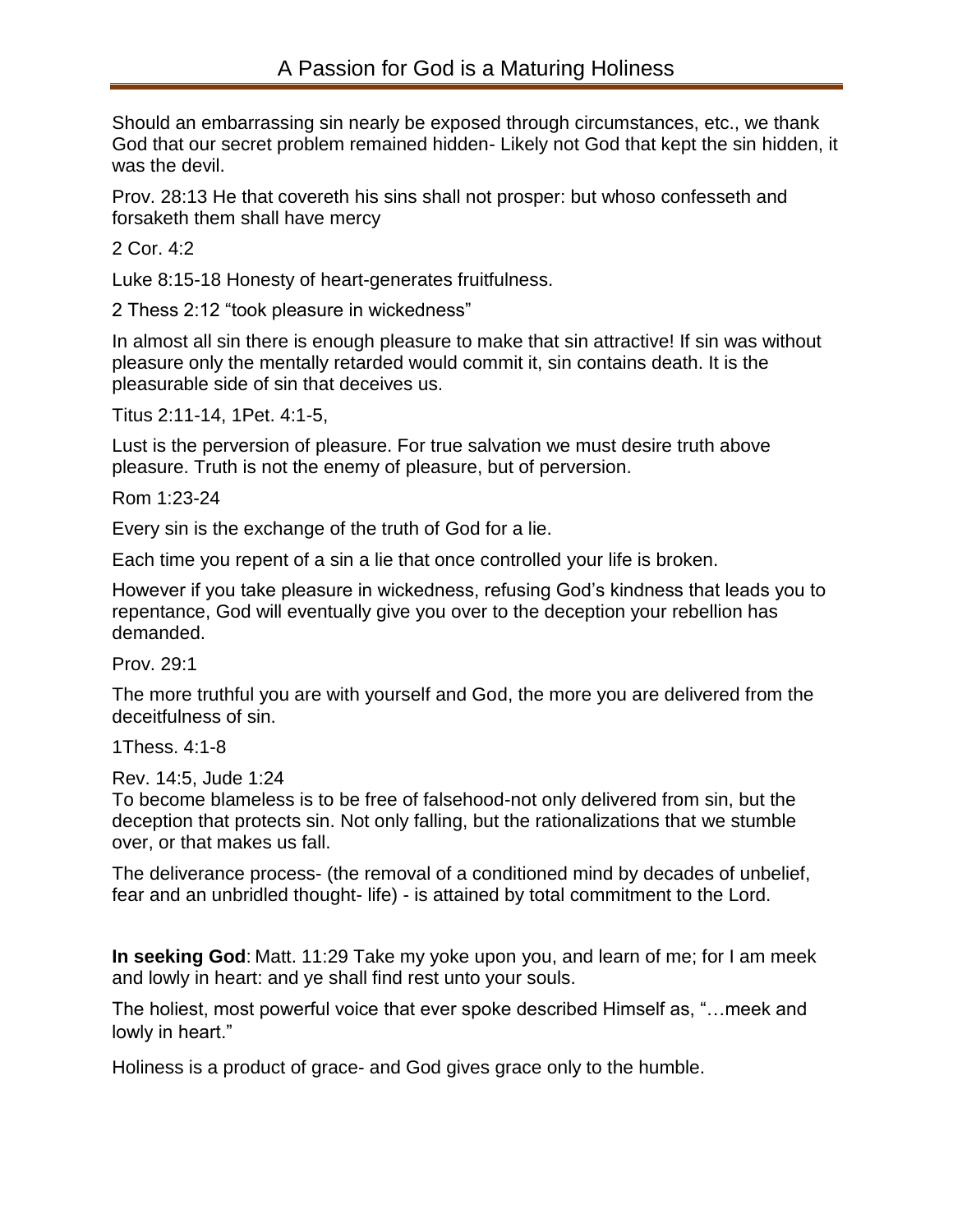Should an embarrassing sin nearly be exposed through circumstances, etc., we thank God that our secret problem remained hidden- Likely not God that kept the sin hidden, it was the devil.

Prov. 28:13 He that covereth his sins shall not prosper: but whoso confesseth and forsaketh them shall have mercy

2 Cor. 4:2

Luke 8:15-18 Honesty of heart-generates fruitfulness.

2 Thess 2:12 “took pleasure in wickedness”

In almost all sin there is enough pleasure to make that sin attractive! If sin was without pleasure only the mentally retarded would commit it, sin contains death. It is the pleasurable side of sin that deceives us.

Titus 2:11-14, 1Pet. 4:1-5,

Lust is the perversion of pleasure. For true salvation we must desire truth above pleasure. Truth is not the enemy of pleasure, but of perversion.

Rom 1:23-24

Every sin is the exchange of the truth of God for a lie.

Each time you repent of a sin a lie that once controlled your life is broken.

However if you take pleasure in wickedness, refusing God’s kindness that leads you to repentance, God will eventually give you over to the deception your rebellion has demanded.

Prov. 29:1

The more truthful you are with yourself and God, the more you are delivered from the deceitfulness of sin.

1Thess. 4:1-8

Rev. 14:5, Jude 1:24
To become blameless is to be free of falsehood-not only delivered from sin, but the deception that protects sin. Not only falling, but the rationalizations that we stumble over, or that makes us fall.

The deliverance process- (the removal of a conditioned mind by decades of unbelief, fear and an unbridled thought- life) - is attained by total commitment to the Lord.

**In seeking God**: Matt. 11:29 Take my yoke upon you, and learn of me; for I am meek and lowly in heart: and ye shall find rest unto your souls.

The holiest, most powerful voice that ever spoke described Himself as, “…meek and lowly in heart.”

Holiness is a product of grace- and God gives grace only to the humble.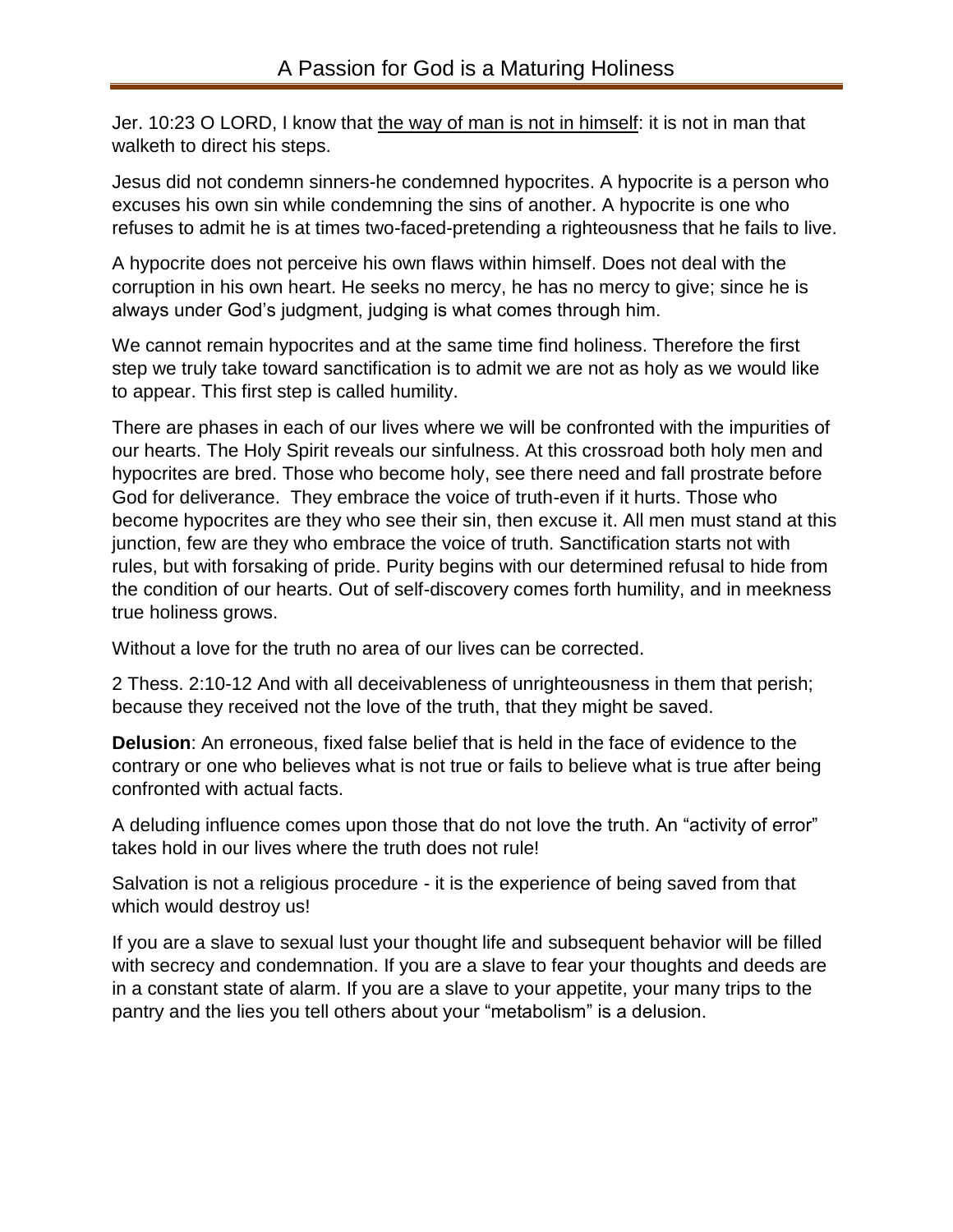# A Passion for God is a Maturing Holiness

Jer. 10:23 O LORD, I know that <u>the way of man is not in himself</u>: it is not in man that walketh to direct his steps.

Jesus did not condemn sinners-he condemned hypocrites. A hypocrite is a person who excuses his own sin while condemning the sins of another. A hypocrite is one who refuses to admit he is at times two-faced-pretending a righteousness that he fails to live.

A hypocrite does not perceive his own flaws within himself. Does not deal with the corruption in his own heart. He seeks no mercy, he has no mercy to give; since he is always under God's judgment, judging is what comes through him.

We cannot remain hypocrites and at the same time find holiness. Therefore the first step we truly take toward sanctification is to admit we are not as holy as we would like to appear. This first step is called humility.

There are phases in each of our lives where we will be confronted with the impurities of our hearts. The Holy Spirit reveals our sinfulness. At this crossroad both holy men and hypocrites are bred. Those who become holy, see there need and fall prostrate before God for deliverance. They embrace the voice of truth-even if it hurts. Those who become hypocrites are they who see their sin, then excuse it. All men must stand at this junction, few are they who embrace the voice of truth. Sanctification starts not with rules, but with forsaking of pride. Purity begins with our determined refusal to hide from the condition of our hearts. Out of self-discovery comes forth humility, and in meekness true holiness grows.

Without a love for the truth no area of our lives can be corrected.

2 Thess. 2:10-12 And with all deceivableness of unrighteousness in them that perish; because they received not the love of the truth, that they might be saved.

**Delusion**: An erroneous, fixed false belief that is held in the face of evidence to the contrary or one who believes what is not true or fails to believe what is true after being confronted with actual facts.

A deluding influence comes upon those that do not love the truth. An "activity of error" takes hold in our lives where the truth does not rule!

Salvation is not a religious procedure - it is the experience of being saved from that which would destroy us!

If you are a slave to sexual lust your thought life and subsequent behavior will be filled with secrecy and condemnation. If you are a slave to fear your thoughts and deeds are in a constant state of alarm. If you are a slave to your appetite, your many trips to the pantry and the lies you tell others about your "metabolism" is a delusion.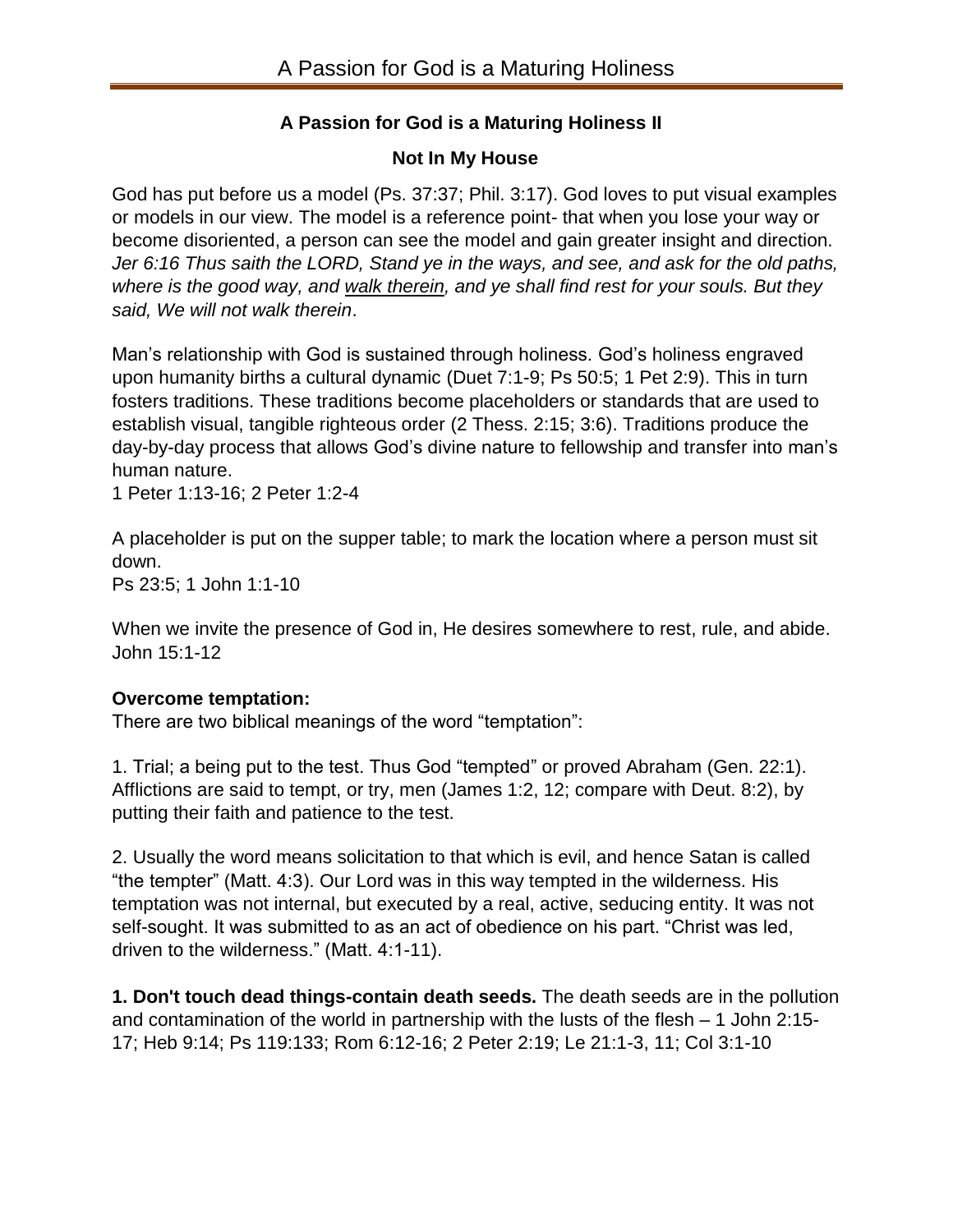**A Passion for God is a Maturing Holiness II**

**Not In My House**

God has put before us a model (Ps. 37:37; Phil. 3:17). God loves to put visual examples or models in our view. The model is a reference point- that when you lose your way or become disoriented, a person can see the model and gain greater insight and direction. *Jer 6:16 Thus saith the LORD, Stand ye in the ways, and see, and ask for the old paths, where is the good way, and <u>walk therein</u>, and ye shall find rest for your souls. But they said, We will not walk therein*.

Man's relationship with God is sustained through holiness. God's holiness engraved upon humanity births a cultural dynamic (Duet 7:1-9; Ps 50:5; 1 Pet 2:9). This in turn fosters traditions. These traditions become placeholders or standards that are used to establish visual, tangible righteous order (2 Thess. 2:15; 3:6). Traditions produce the day-by-day process that allows God's divine nature to fellowship and transfer into man's human nature.
1 Peter 1:13-16; 2 Peter 1:2-4

A placeholder is put on the supper table; to mark the location where a person must sit down.
Ps 23:5; 1 John 1:1-10

When we invite the presence of God in, He desires somewhere to rest, rule, and abide.
John 15:1-12

**Overcome temptation:**
There are two biblical meanings of the word "temptation":

1. Trial; a being put to the test. Thus God "tempted" or proved Abraham (Gen. 22:1). Afflictions are said to tempt, or try, men (James 1:2, 12; compare with Deut. 8:2), by putting their faith and patience to the test.

2. Usually the word means solicitation to that which is evil, and hence Satan is called "the tempter" (Matt. 4:3). Our Lord was in this way tempted in the wilderness. His temptation was not internal, but executed by a real, active, seducing entity. It was not self-sought. It was submitted to as an act of obedience on his part. "Christ was led, driven to the wilderness." (Matt. 4:1-11).

**1. Don't touch dead things-contain death seeds.** The death seeds are in the pollution and contamination of the world in partnership with the lusts of the flesh – 1 John 2:15-17; Heb 9:14; Ps 119:133; Rom 6:12-16; 2 Peter 2:19; Le 21:1-3, 11; Col 3:1-10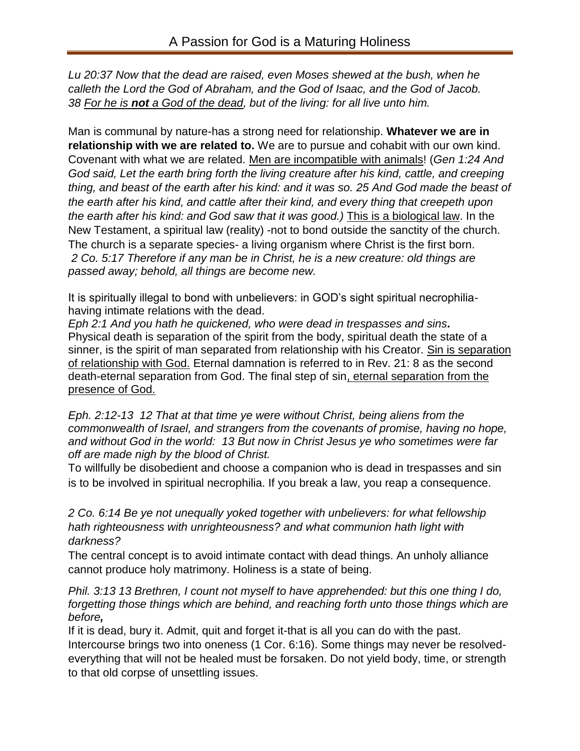# A Passion for God is a Maturing Holiness

*Lu 20:37 Now that the dead are raised, even Moses shewed at the bush, when he calleth the Lord the God of Abraham, and the God of Isaac, and the God of Jacob. 38 For he is* ***not*** *a God of the dead, but of the living: for all live unto him.*

Man is communal by nature-has a strong need for relationship. **Whatever we are in relationship with we are related to.** We are to pursue and cohabit with our own kind. Covenant with what we are related. Men are incompatible with animals! (*Gen 1:24 And God said, Let the earth bring forth the living creature after his kind, cattle, and creeping thing, and beast of the earth after his kind: and it was so. 25 And God made the beast of the earth after his kind, and cattle after their kind, and every thing that creepeth upon the earth after his kind: and God saw that it was good.)* This is a biological law. In the New Testament, a spiritual law (reality) -not to bond outside the sanctity of the church. The church is a separate species- a living organism where Christ is the first born.
*2 Co. 5:17 Therefore if any man be in Christ, he is a new creature: old things are passed away; behold, all things are become new.*

It is spiritually illegal to bond with unbelievers: in GOD's sight spiritual necrophilia-having intimate relations with the dead.
*Eph 2:1 And you hath he quickened, who were dead in trespasses and sins.*
Physical death is separation of the spirit from the body, spiritual death the state of a sinner, is the spirit of man separated from relationship with his Creator. Sin is separation of relationship with God. Eternal damnation is referred to in Rev. 21: 8 as the second death-eternal separation from God. The final step of sin, eternal separation from the presence of God.

*Eph. 2:12-13 12 That at that time ye were without Christ, being aliens from the commonwealth of Israel, and strangers from the covenants of promise, having no hope, and without God in the world: 13 But now in Christ Jesus ye who sometimes were far off are made nigh by the blood of Christ.*
To willfully be disobedient and choose a companion who is dead in trespasses and sin is to be involved in spiritual necrophilia. If you break a law, you reap a consequence.

*2 Co. 6:14 Be ye not unequally yoked together with unbelievers: for what fellowship hath righteousness with unrighteousness? and what communion hath light with darkness?*
The central concept is to avoid intimate contact with dead things. An unholy alliance cannot produce holy matrimony. Holiness is a state of being.

*Phil. 3:13 13 Brethren, I count not myself to have apprehended: but this one thing I do, forgetting those things which are behind, and reaching forth unto those things which are before,*
If it is dead, bury it. Admit, quit and forget it-that is all you can do with the past. Intercourse brings two into oneness (1 Cor. 6:16). Some things may never be resolved-everything that will not be healed must be forsaken. Do not yield body, time, or strength to that old corpse of unsettling issues.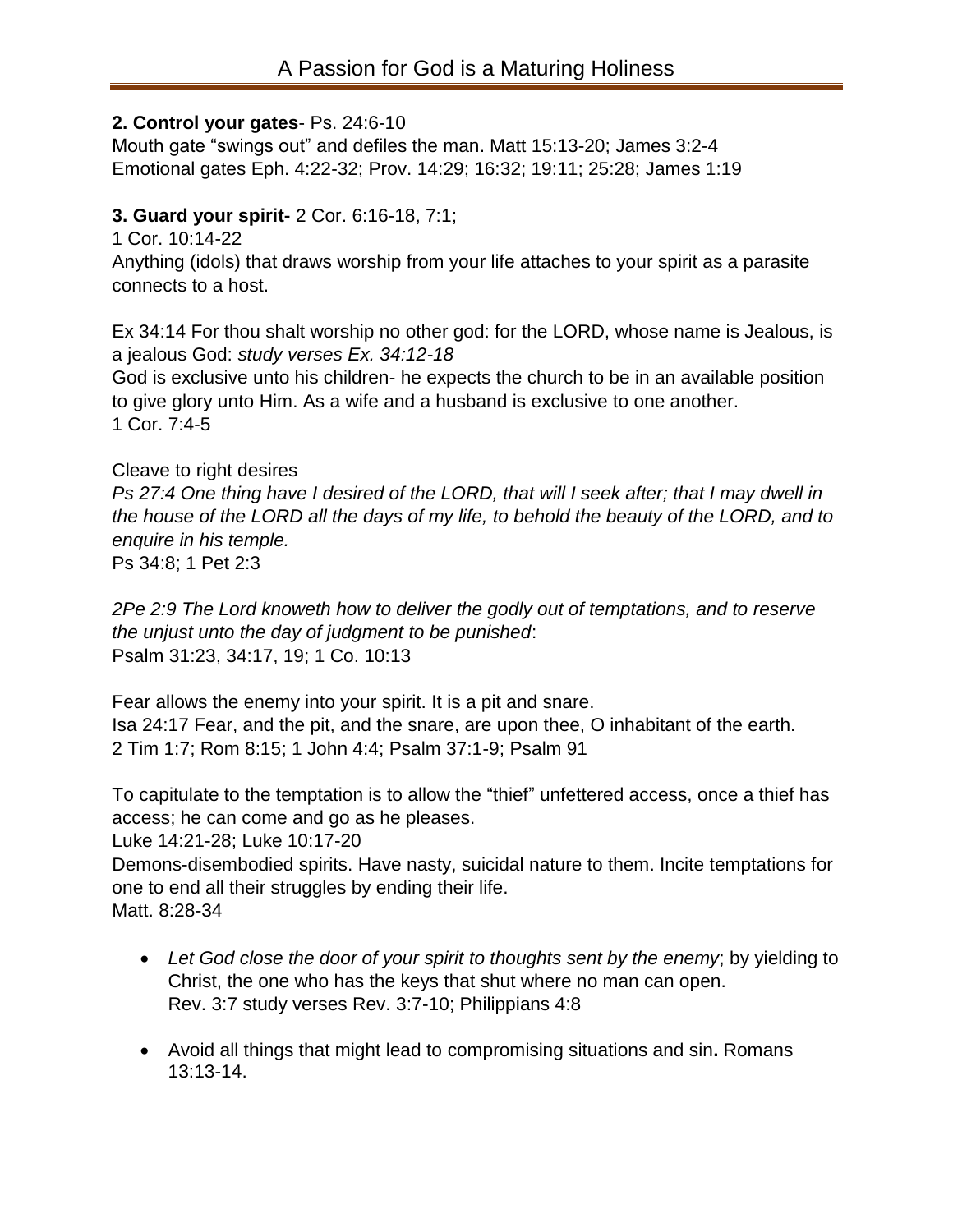**2. Control your gates**- Ps. 24:6-10
Mouth gate "swings out" and defiles the man. Matt 15:13-20; James 3:2-4
Emotional gates Eph. 4:22-32; Prov. 14:29; 16:32; 19:11; 25:28; James 1:19

**3. Guard your spirit-** 2 Cor. 6:16-18, 7:1;
1 Cor. 10:14-22
Anything (idols) that draws worship from your life attaches to your spirit as a parasite connects to a host.

Ex 34:14 For thou shalt worship no other god: for the LORD, whose name is Jealous, is a jealous God: *study verses Ex. 34:12-18*
God is exclusive unto his children- he expects the church to be in an available position to give glory unto Him. As a wife and a husband is exclusive to one another.
1 Cor. 7:4-5

Cleave to right desires
*Ps 27:4 One thing have I desired of the LORD, that will I seek after; that I may dwell in the house of the LORD all the days of my life, to behold the beauty of the LORD, and to enquire in his temple.*
Ps 34:8; 1 Pet 2:3

*2Pe 2:9 The Lord knoweth how to deliver the godly out of temptations, and to reserve the unjust unto the day of judgment to be punished*:
Psalm 31:23, 34:17, 19; 1 Co. 10:13

Fear allows the enemy into your spirit. It is a pit and snare.
Isa 24:17 Fear, and the pit, and the snare, are upon thee, O inhabitant of the earth.
2 Tim 1:7; Rom 8:15; 1 John 4:4; Psalm 37:1-9; Psalm 91

To capitulate to the temptation is to allow the "thief" unfettered access, once a thief has access; he can come and go as he pleases.
Luke 14:21-28; Luke 10:17-20
Demons-disembodied spirits. Have nasty, suicidal nature to them. Incite temptations for one to end all their struggles by ending their life.
Matt. 8:28-34

- *Let God close the door of your spirit to thoughts sent by the enemy*; by yielding to Christ, the one who has the keys that shut where no man can open.
  Rev. 3:7 study verses Rev. 3:7-10; Philippians 4:8

- Avoid all things that might lead to compromising situations and sin**.** Romans 13:13-14.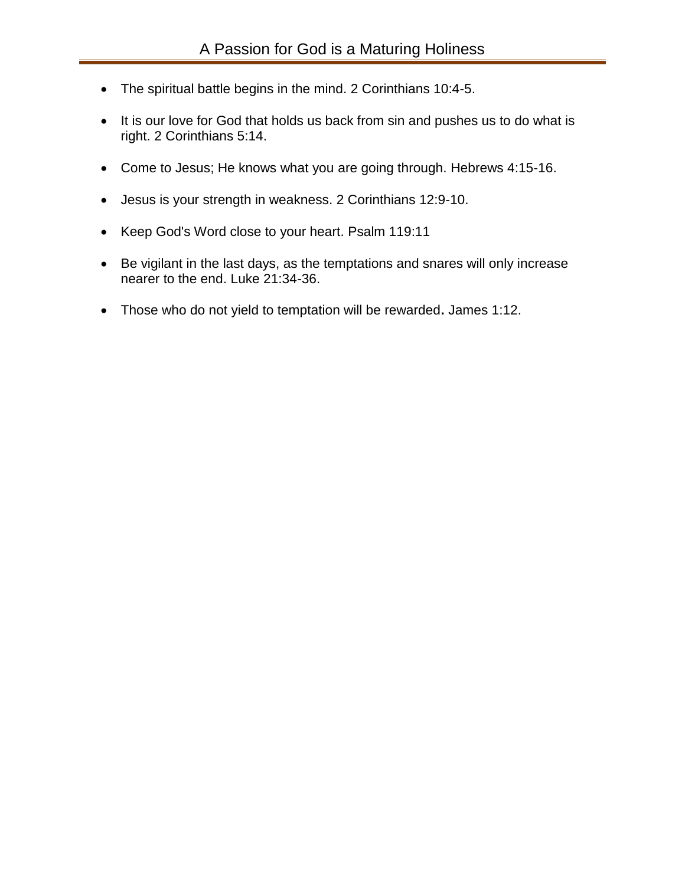- The spiritual battle begins in the mind. 2 Corinthians 10:4-5.
- It is our love for God that holds us back from sin and pushes us to do what is right. 2 Corinthians 5:14.
- Come to Jesus; He knows what you are going through. Hebrews 4:15-16.
- Jesus is your strength in weakness. 2 Corinthians 12:9-10.
- Keep God's Word close to your heart. Psalm 119:11
- Be vigilant in the last days, as the temptations and snares will only increase nearer to the end. Luke 21:34-36.
- Those who do not yield to temptation will be rewarded. James 1:12.